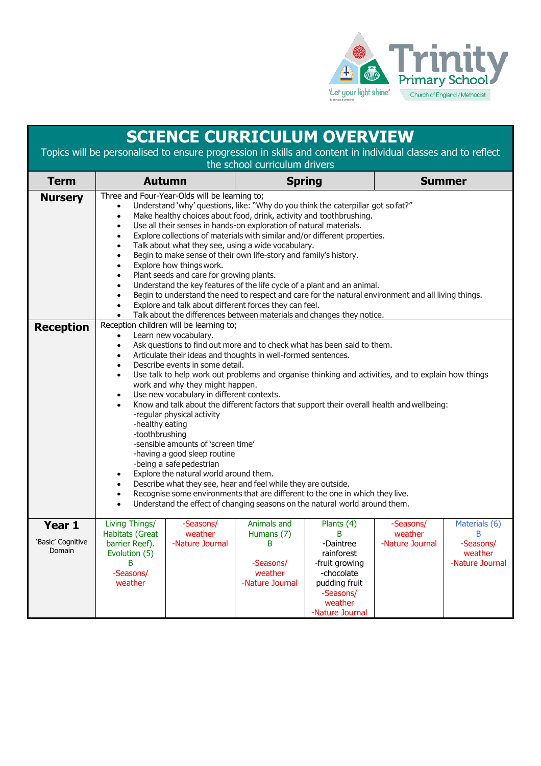Trinity Primary School

'Let your light shine'

Church of England / Methodist

# SCIENCE CURRICULUM OVERVIEW

Topics will be personalised to ensure progression in skills and content in individual classes and to reflect the school curriculum drivers

| Term | Autumn | | Spring | | Summer | |
|---|---|---|---|---|---|---|
| **Nursery** | Three and Four-Year-Olds will be learning to;<br>• Understand 'why' questions, like: "Why do you think the caterpillar got so fat?"<br>• Make healthy choices about food, drink, activity and toothbrushing.<br>• Use all their senses in hands-on exploration of natural materials.<br>• Explore collections of materials with similar and/or different properties.<br>• Talk about what they see, using a wide vocabulary.<br>• Begin to make sense of their own life-story and family's history.<br>• Explore how things work.<br>• Plant seeds and care for growing plants.<br>• Understand the key features of the life cycle of a plant and an animal.<br>• Begin to understand the need to respect and care for the natural environment and all living things.<br>• Explore and talk about different forces they can feel.<br>• Talk about the differences between materials and changes they notice. | | | | | |
| **Reception** | Reception children will be learning to;<br>• Learn new vocabulary.<br>• Ask questions to find out more and to check what has been said to them.<br>• Articulate their ideas and thoughts in well-formed sentences.<br>• Describe events in some detail.<br>• Use talk to help work out problems and organise thinking and activities, and to explain how things work and why they might happen.<br>• Use new vocabulary in different contexts.<br>• Know and talk about the different factors that support their overall health and wellbeing:<br>-regular physical activity<br>-healthy eating<br>-toothbrushing<br>-sensible amounts of 'screen time'<br>-having a good sleep routine<br>-being a safe pedestrian<br>• Explore the natural world around them.<br>• Describe what they see, hear and feel while they are outside.<br>• Recognise some environments that are different to the one in which they live.<br>• Understand the effect of changing seasons on the natural world around them. | | | | | |
| **Year 1**<br>'Basic' Cognitive Domain | Living Things/ Habitats (Great barrier Reef). Evolution (5)<br>B<br>-Seasons/ weather | -Seasons/ weather<br>-Nature Journal | Animals and Humans (7)<br>B<br>-Seasons/ weather<br>-Nature Journal | Plants (4)<br>B<br>-Daintree rainforest<br>-fruit growing<br>-chocolate pudding fruit<br>-Seasons/ weather<br>-Nature Journal | -Seasons/ weather<br>-Nature Journal | Materials (6)<br>B<br>-Seasons/ weather<br>-Nature Journal |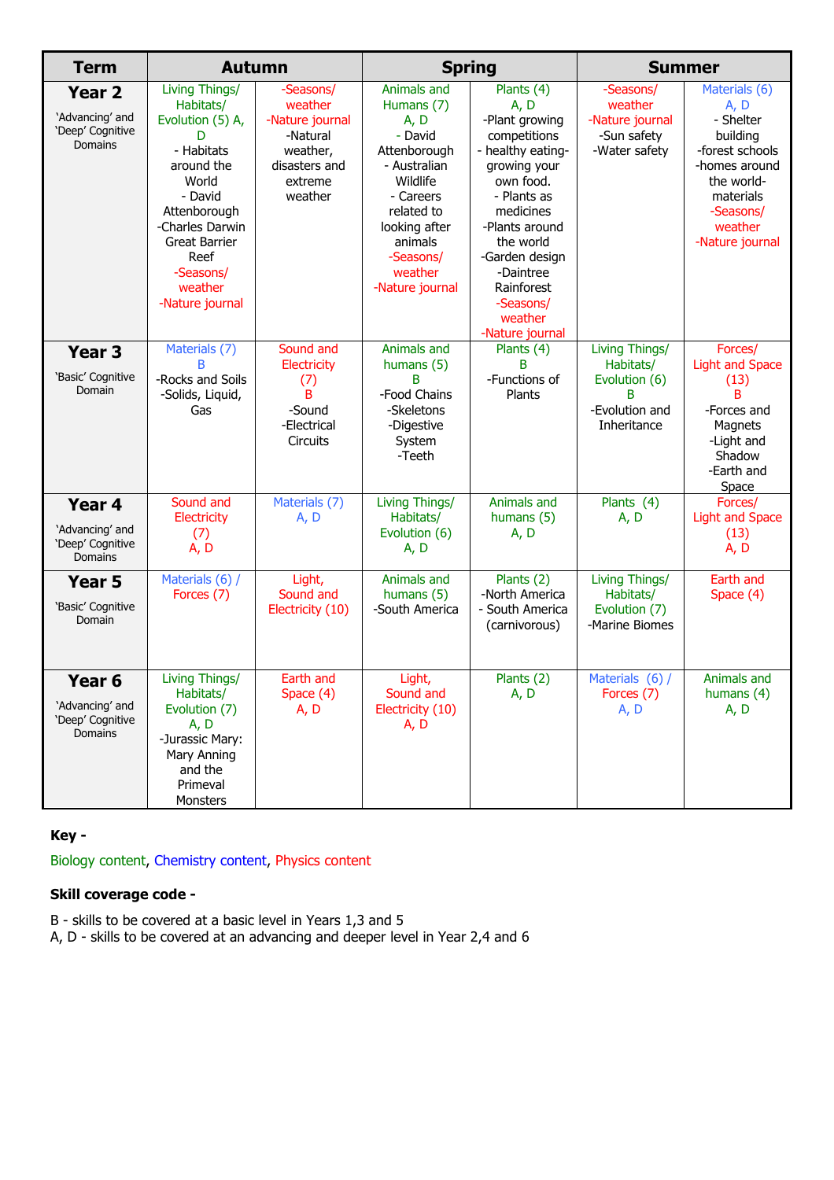| Term | Autumn | | Spring | | Summer | |
|---|---|---|---|---|---|---|
| **Year 2** 'Advancing' and 'Deep' Cognitive Domains | Living Things/ Habitats/ Evolution (5) A, D - Habitats around the World - David Attenborough -Charles Darwin Great Barrier Reef -Seasons/ weather -Nature journal | -Seasons/ weather -Nature journal -Natural weather, disasters and extreme weather | Animals and Humans (7) A, D - David Attenborough - Australian Wildlife - Careers related to looking after animals -Seasons/ weather -Nature journal | Plants (4) A, D -Plant growing competitions - healthy eating- growing your own food. - Plants as medicines -Plants around the world -Garden design -Daintree Rainforest -Seasons/ weather -Nature journal | -Seasons/ weather -Nature journal -Sun safety -Water safety | Materials (6) A, D - Shelter building -forest schools -homes around the world- materials -Seasons/ weather -Nature journal |
| **Year 3** 'Basic' Cognitive Domain | Materials (7) B -Rocks and Soils -Solids, Liquid, Gas | Sound and Electricity (7) B -Sound -Electrical Circuits | Animals and humans (5) B -Food Chains -Skeletons -Digestive System -Teeth | Plants (4) B -Functions of Plants | Living Things/ Habitats/ Evolution (6) B -Evolution and Inheritance | Forces/ Light and Space (13) B -Forces and Magnets -Light and Shadow -Earth and Space |
| **Year 4** 'Advancing' and 'Deep' Cognitive Domains | Sound and Electricity (7) A, D | Materials (7) A, D | Living Things/ Habitats/ Evolution (6) A, D | Animals and humans (5) A, D | Plants (4) A, D | Forces/ Light and Space (13) A, D |
| **Year 5** 'Basic' Cognitive Domain | Materials (6) / Forces (7) | Light, Sound and Electricity (10) | Animals and humans (5) -South America | Plants (2) -North America - South America (carnivorous) | Living Things/ Habitats/ Evolution (7) -Marine Biomes | Earth and Space (4) |
| **Year 6** 'Advancing' and 'Deep' Cognitive Domains | Living Things/ Habitats/ Evolution (7) A, D -Jurassic Mary: Mary Anning and the Primeval Monsters | Earth and Space (4) A, D | Light, Sound and Electricity (10) A, D | Plants (2) A, D | Materials (6) / Forces (7) A, D | Animals and humans (4) A, D |

**Key -**

Biology content, Chemistry content, Physics content

**Skill coverage code -**

B - skills to be covered at a basic level in Years 1,3 and 5
A, D - skills to be covered at an advancing and deeper level in Year 2,4 and 6